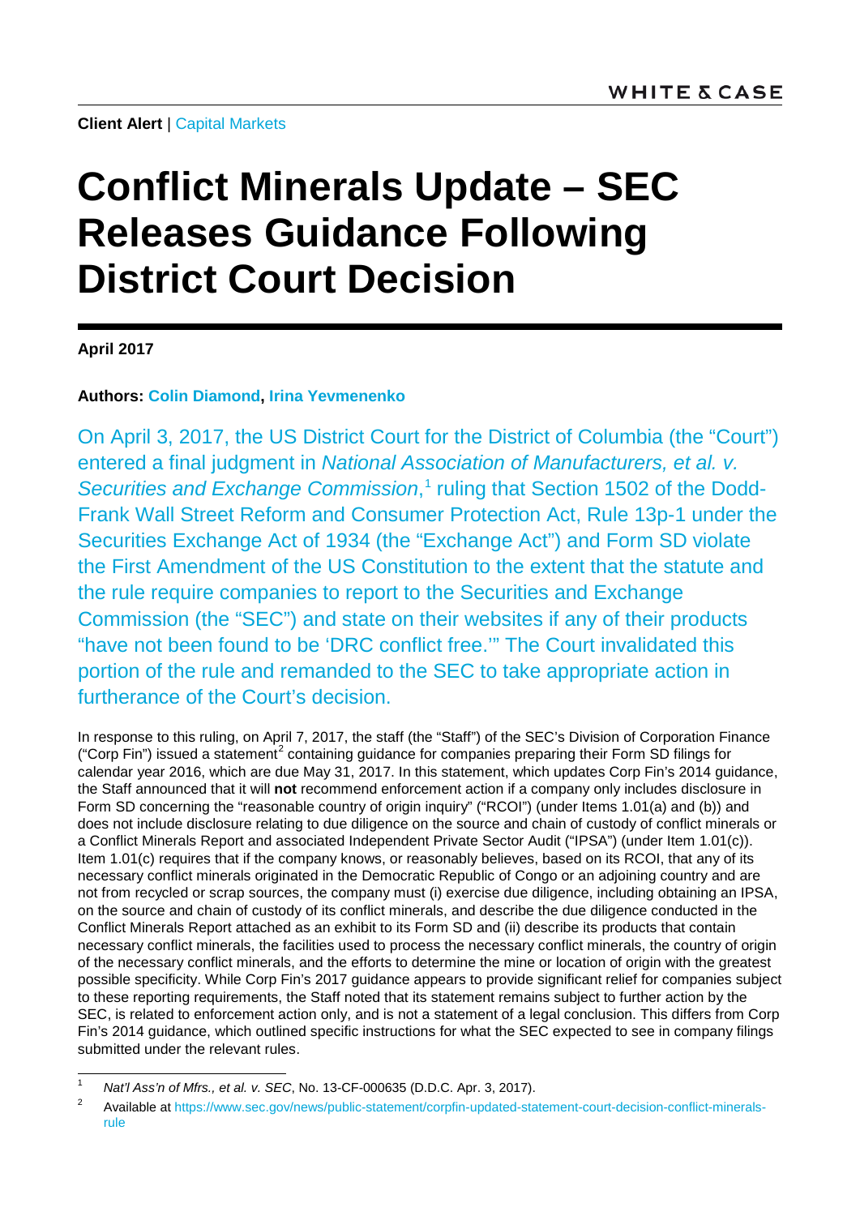WHITE & CASE

**Client Alert** | Capital Markets

# Conflict Minerals Update – SEC Releases Guidance Following District Court Decision

**April 2017**

**Authors: Colin Diamond, Irina Yevmenenko**

On April 3, 2017, the US District Court for the District of Columbia (the "Court") entered a final judgment in *National Association of Manufacturers, et al. v. Securities and Exchange Commission*,[1] ruling that Section 1502 of the Dodd-Frank Wall Street Reform and Consumer Protection Act, Rule 13p-1 under the Securities Exchange Act of 1934 (the "Exchange Act") and Form SD violate the First Amendment of the US Constitution to the extent that the statute and the rule require companies to report to the Securities and Exchange Commission (the "SEC") and state on their websites if any of their products "have not been found to be 'DRC conflict free.'" The Court invalidated this portion of the rule and remanded to the SEC to take appropriate action in furtherance of the Court's decision.

In response to this ruling, on April 7, 2017, the staff (the "Staff") of the SEC's Division of Corporation Finance ("Corp Fin") issued a statement[2] containing guidance for companies preparing their Form SD filings for calendar year 2016, which are due May 31, 2017. In this statement, which updates Corp Fin's 2014 guidance, the Staff announced that it will **not** recommend enforcement action if a company only includes disclosure in Form SD concerning the "reasonable country of origin inquiry" ("RCOI") (under Items 1.01(a) and (b)) and does not include disclosure relating to due diligence on the source and chain of custody of conflict minerals or a Conflict Minerals Report and associated Independent Private Sector Audit ("IPSA") (under Item 1.01(c)). Item 1.01(c) requires that if the company knows, or reasonably believes, based on its RCOI, that any of its necessary conflict minerals originated in the Democratic Republic of Congo or an adjoining country and are not from recycled or scrap sources, the company must (i) exercise due diligence, including obtaining an IPSA, on the source and chain of custody of its conflict minerals, and describe the due diligence conducted in the Conflict Minerals Report attached as an exhibit to its Form SD and (ii) describe its products that contain necessary conflict minerals, the facilities used to process the necessary conflict minerals, the country of origin of the necessary conflict minerals, and the efforts to determine the mine or location of origin with the greatest possible specificity. While Corp Fin's 2017 guidance appears to provide significant relief for companies subject to these reporting requirements, the Staff noted that its statement remains subject to further action by the SEC, is related to enforcement action only, and is not a statement of a legal conclusion. This differs from Corp Fin's 2014 guidance, which outlined specific instructions for what the SEC expected to see in company filings submitted under the relevant rules.

---

[1] *Nat'l Ass'n of Mfrs., et al. v. SEC*, No. 13-CF-000635 (D.D.C. Apr. 3, 2017).

[2] Available at https://www.sec.gov/news/public-statement/corpfin-updated-statement-court-decision-conflict-minerals-rule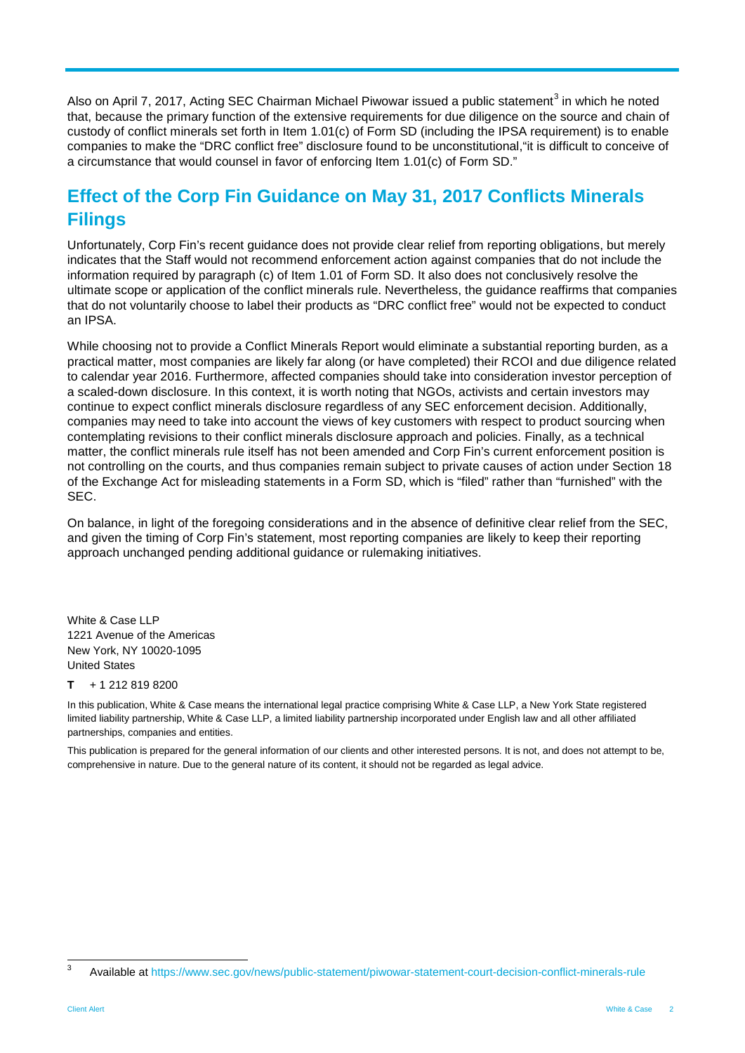Also on April 7, 2017, Acting SEC Chairman Michael Piwowar issued a public statement[3] in which he noted that, because the primary function of the extensive requirements for due diligence on the source and chain of custody of conflict minerals set forth in Item 1.01(c) of Form SD (including the IPSA requirement) is to enable companies to make the "DRC conflict free" disclosure found to be unconstitutional,"it is difficult to conceive of a circumstance that would counsel in favor of enforcing Item 1.01(c) of Form SD."

## Effect of the Corp Fin Guidance on May 31, 2017 Conflicts Minerals Filings

Unfortunately, Corp Fin's recent guidance does not provide clear relief from reporting obligations, but merely indicates that the Staff would not recommend enforcement action against companies that do not include the information required by paragraph (c) of Item 1.01 of Form SD. It also does not conclusively resolve the ultimate scope or application of the conflict minerals rule. Nevertheless, the guidance reaffirms that companies that do not voluntarily choose to label their products as "DRC conflict free" would not be expected to conduct an IPSA.

While choosing not to provide a Conflict Minerals Report would eliminate a substantial reporting burden, as a practical matter, most companies are likely far along (or have completed) their RCOI and due diligence related to calendar year 2016. Furthermore, affected companies should take into consideration investor perception of a scaled-down disclosure. In this context, it is worth noting that NGOs, activists and certain investors may continue to expect conflict minerals disclosure regardless of any SEC enforcement decision. Additionally, companies may need to take into account the views of key customers with respect to product sourcing when contemplating revisions to their conflict minerals disclosure approach and policies. Finally, as a technical matter, the conflict minerals rule itself has not been amended and Corp Fin's current enforcement position is not controlling on the courts, and thus companies remain subject to private causes of action under Section 18 of the Exchange Act for misleading statements in a Form SD, which is "filed" rather than "furnished" with the SEC.

On balance, in light of the foregoing considerations and in the absence of definitive clear relief from the SEC, and given the timing of Corp Fin's statement, most reporting companies are likely to keep their reporting approach unchanged pending additional guidance or rulemaking initiatives.

White & Case LLP
1221 Avenue of the Americas
New York, NY 10020-1095
United States

**T** + 1 212 819 8200

In this publication, White & Case means the international legal practice comprising White & Case LLP, a New York State registered limited liability partnership, White & Case LLP, a limited liability partnership incorporated under English law and all other affiliated partnerships, companies and entities.

This publication is prepared for the general information of our clients and other interested persons. It is not, and does not attempt to be, comprehensive in nature. Due to the general nature of its content, it should not be regarded as legal advice.

[3] Available at https://www.sec.gov/news/public-statement/piwowar-statement-court-decision-conflict-minerals-rule